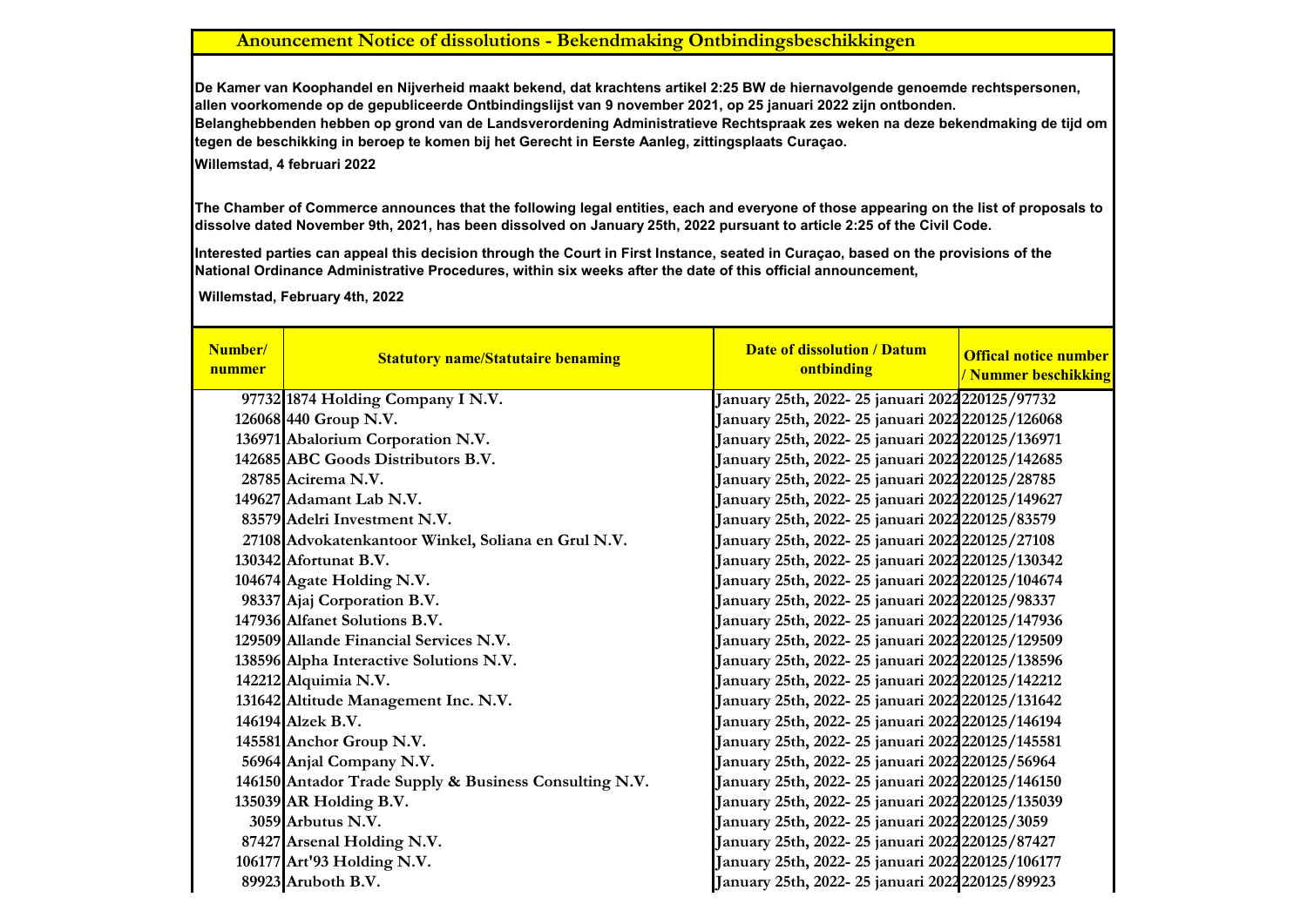## Anouncement Notice of dissolutions - Bekendmaking Ontbindingsbeschikkingen

**De Kamer van Koophandel en Nijverheid maakt bekend, dat krachtens artikel 2:25 BW de hiernavolgende genoemde rechtspersonen, allen voorkomende op de gepubliceerde Ontbindingslijst van 9 november 2021, op 25 januari 2022 zijn ontbonden. Belanghebbenden hebben op grond van de Landsverordening Administratieve Rechtspraak zes weken na deze bekendmaking de tijd om tegen de beschikking in beroep te komen bij het Gerecht in Eerste Aanleg, zittingsplaats Curaçao.**

**Willemstad, 4 februari 2022**

**The Chamber of Commerce announces that the following legal entities, each and everyone of those appearing on the list of proposals to dissolve dated November 9th, 2021, has been dissolved on January 25th, 2022 pursuant to article 2:25 of the Civil Code.**

**Interested parties can appeal this decision through the Court in First Instance, seated in Curaçao, based on the provisions of the National Ordinance Administrative Procedures, within six weeks after the date of this official announcement,**

**Willemstad, February 4th, 2022**

| Number/ nummer | Statutory name/Statutaire benaming | Date of dissolution / Datum ontbinding | Offical notice number / Nummer beschikking |
|---|---|---|---|
| 97732 | 1874 Holding Company I N.V. | January 25th, 2022- 25 januari 2022 | 220125/97732 |
| 126068 | 440 Group N.V. | January 25th, 2022- 25 januari 2022 | 220125/126068 |
| 136971 | Abalorium Corporation N.V. | January 25th, 2022- 25 januari 2022 | 220125/136971 |
| 142685 | ABC Goods Distributors B.V. | January 25th, 2022- 25 januari 2022 | 220125/142685 |
| 28785 | Acirema N.V. | January 25th, 2022- 25 januari 2022 | 220125/28785 |
| 149627 | Adamant Lab N.V. | January 25th, 2022- 25 januari 2022 | 220125/149627 |
| 83579 | Adelri Investment N.V. | January 25th, 2022- 25 januari 2022 | 220125/83579 |
| 27108 | Advokatenkantoor Winkel, Soliana en Grul N.V. | January 25th, 2022- 25 januari 2022 | 220125/27108 |
| 130342 | Afortunat B.V. | January 25th, 2022- 25 januari 2022 | 220125/130342 |
| 104674 | Agate Holding N.V. | January 25th, 2022- 25 januari 2022 | 220125/104674 |
| 98337 | Ajaj Corporation B.V. | January 25th, 2022- 25 januari 2022 | 220125/98337 |
| 147936 | Alfanet Solutions B.V. | January 25th, 2022- 25 januari 2022 | 220125/147936 |
| 129509 | Allande Financial Services N.V. | January 25th, 2022- 25 januari 2022 | 220125/129509 |
| 138596 | Alpha Interactive Solutions N.V. | January 25th, 2022- 25 januari 2022 | 220125/138596 |
| 142212 | Alquimia N.V. | January 25th, 2022- 25 januari 2022 | 220125/142212 |
| 131642 | Altitude Management Inc. N.V. | January 25th, 2022- 25 januari 2022 | 220125/131642 |
| 146194 | Alzek B.V. | January 25th, 2022- 25 januari 2022 | 220125/146194 |
| 145581 | Anchor Group N.V. | January 25th, 2022- 25 januari 2022 | 220125/145581 |
| 56964 | Anjal Company N.V. | January 25th, 2022- 25 januari 2022 | 220125/56964 |
| 146150 | Antador Trade Supply & Business Consulting N.V. | January 25th, 2022- 25 januari 2022 | 220125/146150 |
| 135039 | AR Holding B.V. | January 25th, 2022- 25 januari 2022 | 220125/135039 |
| 3059 | Arbutus N.V. | January 25th, 2022- 25 januari 2022 | 220125/3059 |
| 87427 | Arsenal Holding N.V. | January 25th, 2022- 25 januari 2022 | 220125/87427 |
| 106177 | Art'93 Holding N.V. | January 25th, 2022- 25 januari 2022 | 220125/106177 |
| 89923 | Aruboth B.V. | January 25th, 2022- 25 januari 2022 | 220125/89923 |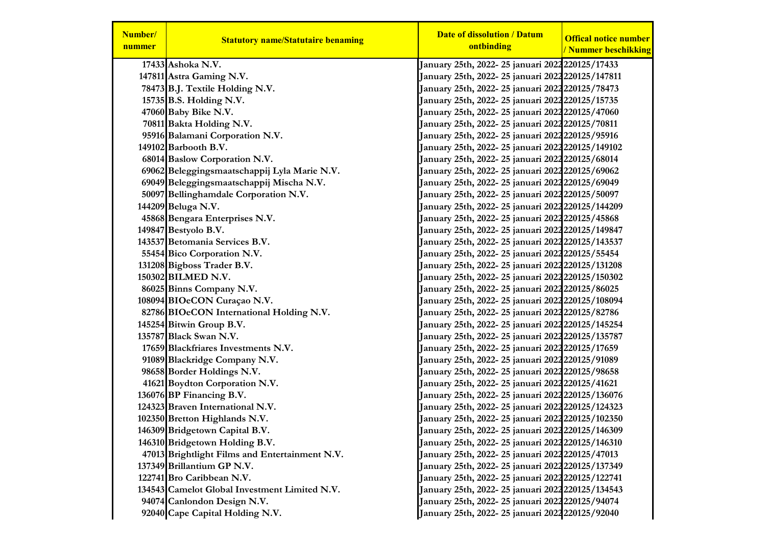| Number/ nummer | Statutory name/Statutaire benaming | Date of dissolution / Datum ontbinding | Offical notice number / Nummer beschikking |
|---|---|---|---|
| 17433 | Ashoka N.V. | January 25th, 2022- 25 januari 2022 | 220125/17433 |
| 147811 | Astra Gaming N.V. | January 25th, 2022- 25 januari 2022 | 220125/147811 |
| 78473 | B.J. Textile Holding N.V. | January 25th, 2022- 25 januari 2022 | 220125/78473 |
| 15735 | B.S. Holding N.V. | January 25th, 2022- 25 januari 2022 | 220125/15735 |
| 47060 | Baby Bike N.V. | January 25th, 2022- 25 januari 2022 | 220125/47060 |
| 70811 | Bakta Holding N.V. | January 25th, 2022- 25 januari 2022 | 220125/70811 |
| 95916 | Balamani Corporation N.V. | January 25th, 2022- 25 januari 2022 | 220125/95916 |
| 149102 | Barbooth B.V. | January 25th, 2022- 25 januari 2022 | 220125/149102 |
| 68014 | Baslow Corporation N.V. | January 25th, 2022- 25 januari 2022 | 220125/68014 |
| 69062 | Beleggingsmaatschappij Lyla Marie N.V. | January 25th, 2022- 25 januari 2022 | 220125/69062 |
| 69049 | Beleggingsmaatschappij Mischa N.V. | January 25th, 2022- 25 januari 2022 | 220125/69049 |
| 50097 | Bellinghamdale Corporation N.V. | January 25th, 2022- 25 januari 2022 | 220125/50097 |
| 144209 | Beluga N.V. | January 25th, 2022- 25 januari 2022 | 220125/144209 |
| 45868 | Bengara Enterprises N.V. | January 25th, 2022- 25 januari 2022 | 220125/45868 |
| 149847 | Bestyolo B.V. | January 25th, 2022- 25 januari 2022 | 220125/149847 |
| 143537 | Betomania Services B.V. | January 25th, 2022- 25 januari 2022 | 220125/143537 |
| 55454 | Bico Corporation N.V. | January 25th, 2022- 25 januari 2022 | 220125/55454 |
| 131208 | Bigboss Trader B.V. | January 25th, 2022- 25 januari 2022 | 220125/131208 |
| 150302 | BILMED N.V. | January 25th, 2022- 25 januari 2022 | 220125/150302 |
| 86025 | Binns Company N.V. | January 25th, 2022- 25 januari 2022 | 220125/86025 |
| 108094 | BIOeCON Curaçao N.V. | January 25th, 2022- 25 januari 2022 | 220125/108094 |
| 82786 | BIOeCON International Holding N.V. | January 25th, 2022- 25 januari 2022 | 220125/82786 |
| 145254 | Bitwin Group B.V. | January 25th, 2022- 25 januari 2022 | 220125/145254 |
| 135787 | Black Swan N.V. | January 25th, 2022- 25 januari 2022 | 220125/135787 |
| 17659 | Blackfriares Investments N.V. | January 25th, 2022- 25 januari 2022 | 220125/17659 |
| 91089 | Blackridge Company N.V. | January 25th, 2022- 25 januari 2022 | 220125/91089 |
| 98658 | Border Holdings N.V. | January 25th, 2022- 25 januari 2022 | 220125/98658 |
| 41621 | Boydton Corporation N.V. | January 25th, 2022- 25 januari 2022 | 220125/41621 |
| 136076 | BP Financing B.V. | January 25th, 2022- 25 januari 2022 | 220125/136076 |
| 124323 | Braven International N.V. | January 25th, 2022- 25 januari 2022 | 220125/124323 |
| 102350 | Bretton Highlands N.V. | January 25th, 2022- 25 januari 2022 | 220125/102350 |
| 146309 | Bridgetown Capital B.V. | January 25th, 2022- 25 januari 2022 | 220125/146309 |
| 146310 | Bridgetown Holding B.V. | January 25th, 2022- 25 januari 2022 | 220125/146310 |
| 47013 | Brightlight Films and Entertainment N.V. | January 25th, 2022- 25 januari 2022 | 220125/47013 |
| 137349 | Brillantium GP N.V. | January 25th, 2022- 25 januari 2022 | 220125/137349 |
| 122741 | Bro Caribbean N.V. | January 25th, 2022- 25 januari 2022 | 220125/122741 |
| 134543 | Camelot Global Investment Limited N.V. | January 25th, 2022- 25 januari 2022 | 220125/134543 |
| 94074 | Canlondon Design N.V. | January 25th, 2022- 25 januari 2022 | 220125/94074 |
| 92040 | Cape Capital Holding N.V. | January 25th, 2022- 25 januari 2022 | 220125/92040 |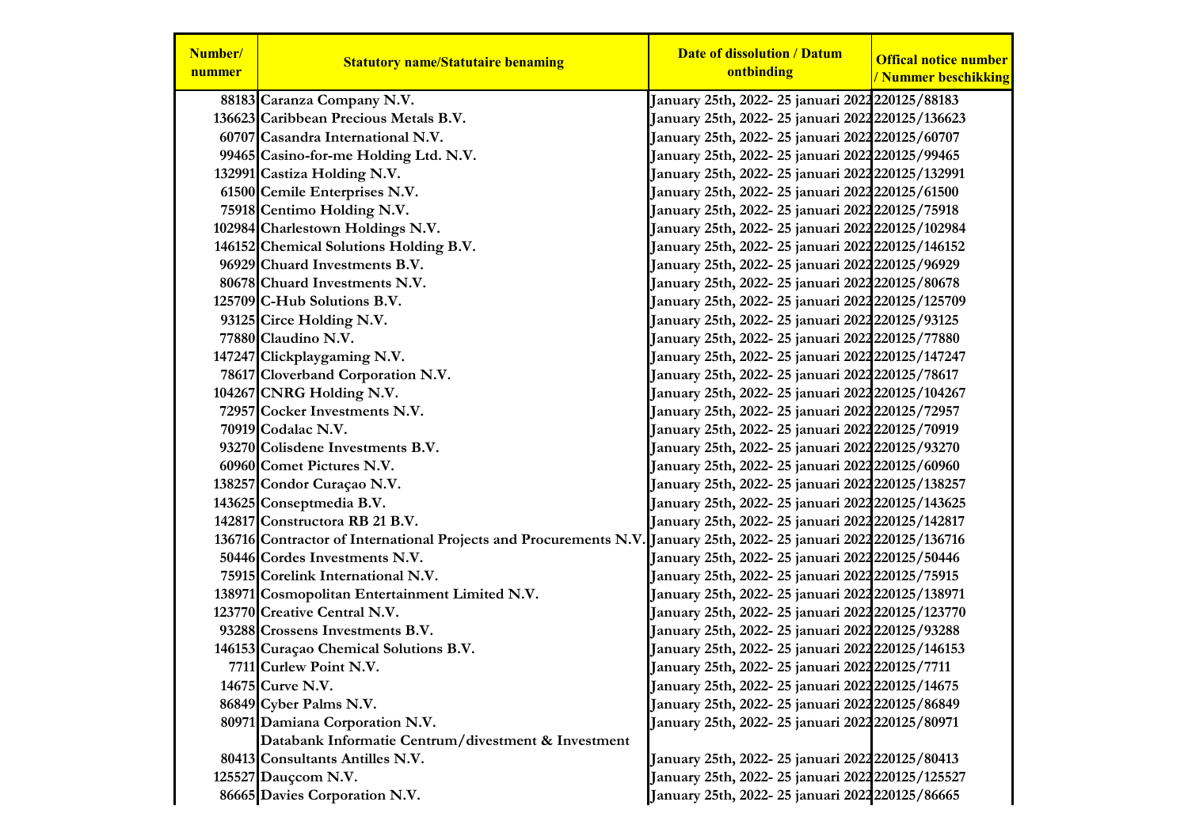| Number/ nummer | Statutory name/Statutaire benaming | Date of dissolution / Datum ontbinding | Offical notice number / Nummer beschikking |
|---|---|---|---|
| 88183 | Caranza Company N.V. | January 25th, 2022- 25 januari 2022 | 220125/88183 |
| 136623 | Caribbean Precious Metals B.V. | January 25th, 2022- 25 januari 2022 | 220125/136623 |
| 60707 | Casandra International N.V. | January 25th, 2022- 25 januari 2022 | 220125/60707 |
| 99465 | Casino-for-me Holding Ltd. N.V. | January 25th, 2022- 25 januari 2022 | 220125/99465 |
| 132991 | Castiza Holding N.V. | January 25th, 2022- 25 januari 2022 | 220125/132991 |
| 61500 | Cemile Enterprises N.V. | January 25th, 2022- 25 januari 2022 | 220125/61500 |
| 75918 | Centimo Holding N.V. | January 25th, 2022- 25 januari 2022 | 220125/75918 |
| 102984 | Charlestown Holdings N.V. | January 25th, 2022- 25 januari 2022 | 220125/102984 |
| 146152 | Chemical Solutions Holding B.V. | January 25th, 2022- 25 januari 2022 | 220125/146152 |
| 96929 | Chuard Investments B.V. | January 25th, 2022- 25 januari 2022 | 220125/96929 |
| 80678 | Chuard Investments N.V. | January 25th, 2022- 25 januari 2022 | 220125/80678 |
| 125709 | C-Hub Solutions B.V. | January 25th, 2022- 25 januari 2022 | 220125/125709 |
| 93125 | Circe Holding N.V. | January 25th, 2022- 25 januari 2022 | 220125/93125 |
| 77880 | Claudino N.V. | January 25th, 2022- 25 januari 2022 | 220125/77880 |
| 147247 | Clickplaygaming N.V. | January 25th, 2022- 25 januari 2022 | 220125/147247 |
| 78617 | Cloverband Corporation N.V. | January 25th, 2022- 25 januari 2022 | 220125/78617 |
| 104267 | CNRG Holding N.V. | January 25th, 2022- 25 januari 2022 | 220125/104267 |
| 72957 | Cocker Investments N.V. | January 25th, 2022- 25 januari 2022 | 220125/72957 |
| 70919 | Codalac N.V. | January 25th, 2022- 25 januari 2022 | 220125/70919 |
| 93270 | Colisdene Investments B.V. | January 25th, 2022- 25 januari 2022 | 220125/93270 |
| 60960 | Comet Pictures N.V. | January 25th, 2022- 25 januari 2022 | 220125/60960 |
| 138257 | Condor Curaçao N.V. | January 25th, 2022- 25 januari 2022 | 220125/138257 |
| 143625 | Conseptmedia B.V. | January 25th, 2022- 25 januari 2022 | 220125/143625 |
| 142817 | Constructora RB 21 B.V. | January 25th, 2022- 25 januari 2022 | 220125/142817 |
| 136716 | Contractor of International Projects and Procurements N.V. | January 25th, 2022- 25 januari 2022 | 220125/136716 |
| 50446 | Cordes Investments B.V. | January 25th, 2022- 25 januari 2022 | 220125/50446 |
| 75915 | Corelink International N.V. | January 25th, 2022- 25 januari 2022 | 220125/75915 |
| 138971 | Cosmopolitan Entertainment Limited N.V. | January 25th, 2022- 25 januari 2022 | 220125/138971 |
| 123770 | Creative Central N.V. | January 25th, 2022- 25 januari 2022 | 220125/123770 |
| 93288 | Crossens Investments B.V. | January 25th, 2022- 25 januari 2022 | 220125/93288 |
| 146153 | Curaçao Chemical Solutions B.V. | January 25th, 2022- 25 januari 2022 | 220125/146153 |
| 7711 | Curlew Point N.V. | January 25th, 2022- 25 januari 2022 | 220125/7711 |
| 14675 | Curve N.V. | January 25th, 2022- 25 januari 2022 | 220125/14675 |
| 86849 | Cyber Palms N.V. | January 25th, 2022- 25 januari 2022 | 220125/86849 |
| 80971 | Damiana Corporation N.V. | January 25th, 2022- 25 januari 2022 | 220125/80971 |
| 80413 | Databank Informatie Centrum/divestment & Investment Consultants Antilles N.V. | January 25th, 2022- 25 januari 2022 | 220125/80413 |
| 125527 | Dauçcom N.V. | January 25th, 2022- 25 januari 2022 | 220125/125527 |
| 86665 | Davies Corporation N.V. | January 25th, 2022- 25 januari 2022 | 220125/86665 |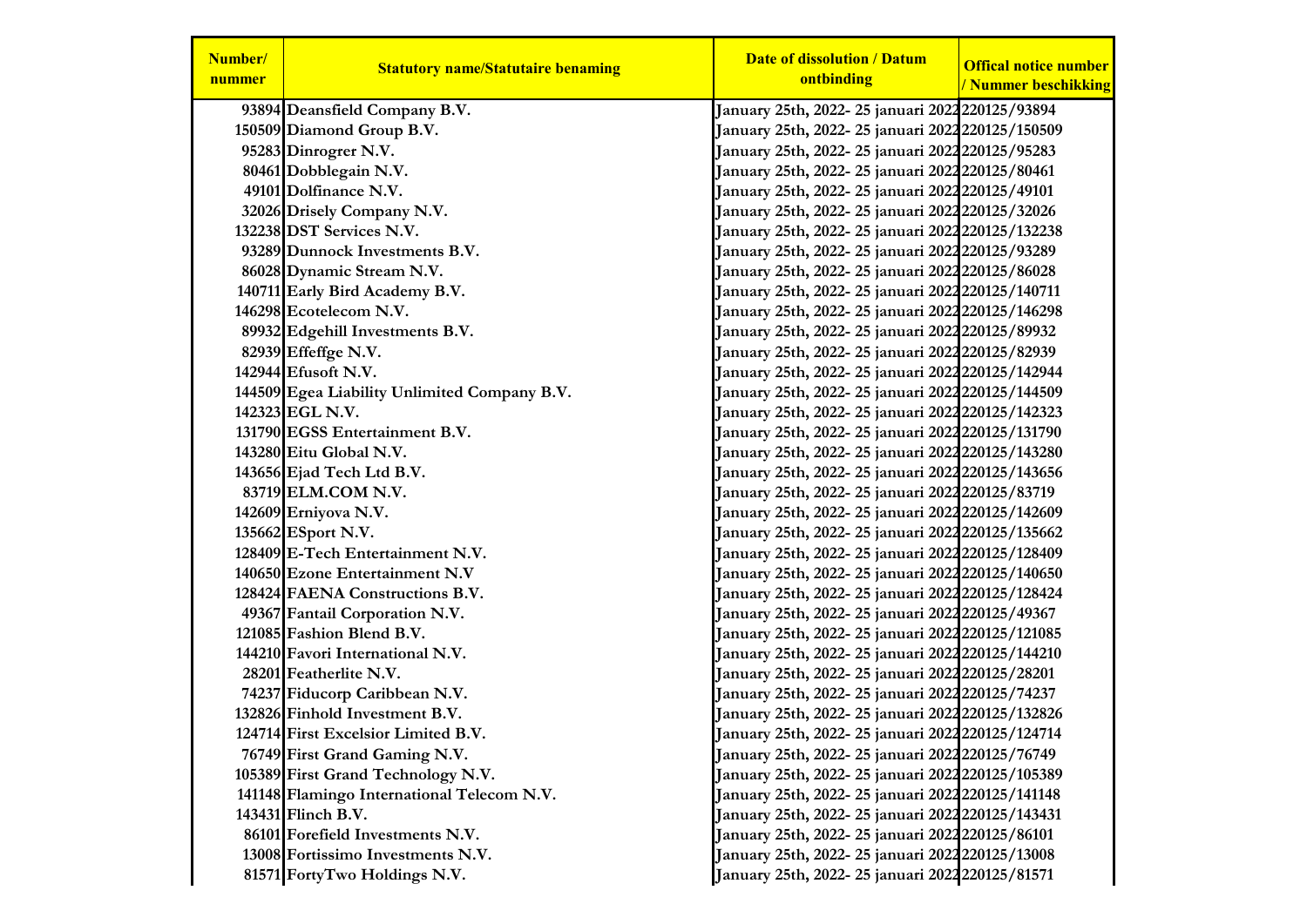| Number/ nummer | Statutory name/Statutaire benaming | Date of dissolution / Datum ontbinding | Offical notice number / Nummer beschikking |
|---|---|---|---|
| 93894 | Deansfield Company B.V. | January 25th, 2022- 25 januari 2022 | 220125/93894 |
| 150509 | Diamond Group B.V. | January 25th, 2022- 25 januari 2022 | 220125/150509 |
| 95283 | Dinrogrer N.V. | January 25th, 2022- 25 januari 2022 | 220125/95283 |
| 80461 | Dobblegain N.V. | January 25th, 2022- 25 januari 2022 | 220125/80461 |
| 49101 | Dolfinance N.V. | January 25th, 2022- 25 januari 2022 | 220125/49101 |
| 32026 | Drisely Company N.V. | January 25th, 2022- 25 januari 2022 | 220125/32026 |
| 132238 | DST Services N.V. | January 25th, 2022- 25 januari 2022 | 220125/132238 |
| 93289 | Dunnock Investments B.V. | January 25th, 2022- 25 januari 2022 | 220125/93289 |
| 86028 | Dynamic Stream N.V. | January 25th, 2022- 25 januari 2022 | 220125/86028 |
| 140711 | Early Bird Academy B.V. | January 25th, 2022- 25 januari 2022 | 220125/140711 |
| 146298 | Ecotelecom N.V. | January 25th, 2022- 25 januari 2022 | 220125/146298 |
| 89932 | Edgehill Investments B.V. | January 25th, 2022- 25 januari 2022 | 220125/89932 |
| 82939 | Effeffge N.V. | January 25th, 2022- 25 januari 2022 | 220125/82939 |
| 142944 | Efusoft N.V. | January 25th, 2022- 25 januari 2022 | 220125/142944 |
| 144509 | Egea Liability Unlimited Company B.V. | January 25th, 2022- 25 januari 2022 | 220125/144509 |
| 142323 | EGL N.V. | January 25th, 2022- 25 januari 2022 | 220125/142323 |
| 131790 | EGSS Entertainment B.V. | January 25th, 2022- 25 januari 2022 | 220125/131790 |
| 143280 | Eitu Global N.V. | January 25th, 2022- 25 januari 2022 | 220125/143280 |
| 143656 | Ejad Tech Ltd B.V. | January 25th, 2022- 25 januari 2022 | 220125/143656 |
| 83719 | ELM.COM N.V. | January 25th, 2022- 25 januari 2022 | 220125/83719 |
| 142609 | Erniyova N.V. | January 25th, 2022- 25 januari 2022 | 220125/142609 |
| 135662 | ESport N.V. | January 25th, 2022- 25 januari 2022 | 220125/135662 |
| 128409 | E-Tech Entertainment N.V. | January 25th, 2022- 25 januari 2022 | 220125/128409 |
| 140650 | Ezone Entertainment N.V | January 25th, 2022- 25 januari 2022 | 220125/140650 |
| 128424 | FAENA Constructions B.V. | January 25th, 2022- 25 januari 2022 | 220125/128424 |
| 49367 | Fantail Corporation N.V. | January 25th, 2022- 25 januari 2022 | 220125/49367 |
| 121085 | Fashion Blend B.V. | January 25th, 2022- 25 januari 2022 | 220125/121085 |
| 144210 | Favori International N.V. | January 25th, 2022- 25 januari 2022 | 220125/144210 |
| 28201 | Featherlite N.V. | January 25th, 2022- 25 januari 2022 | 220125/28201 |
| 74237 | Fiducorp Caribbean N.V. | January 25th, 2022- 25 januari 2022 | 220125/74237 |
| 132826 | Finhold Investment B.V. | January 25th, 2022- 25 januari 2022 | 220125/132826 |
| 124714 | First Excelsior Limited B.V. | January 25th, 2022- 25 januari 2022 | 220125/124714 |
| 76749 | First Grand Gaming N.V. | January 25th, 2022- 25 januari 2022 | 220125/76749 |
| 105389 | First Grand Technology N.V. | January 25th, 2022- 25 januari 2022 | 220125/105389 |
| 141148 | Flamingo International Telecom N.V. | January 25th, 2022- 25 januari 2022 | 220125/141148 |
| 143431 | Flinch B.V. | January 25th, 2022- 25 januari 2022 | 220125/143431 |
| 86101 | Forefield Investments N.V. | January 25th, 2022- 25 januari 2022 | 220125/86101 |
| 13008 | Fortissimo Investments N.V. | January 25th, 2022- 25 januari 2022 | 220125/13008 |
| 81571 | FortyTwo Holdings N.V. | January 25th, 2022- 25 januari 2022 | 220125/81571 |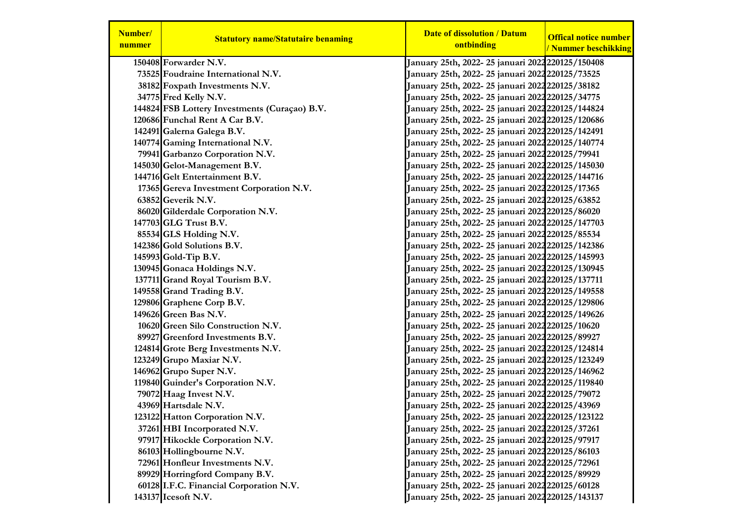| Number/ nummer | Statutory name/Statutaire benaming | Date of dissolution / Datum ontbinding | Offical notice number / Nummer beschikking |
|---|---|---|---|
| 150408 | Forwarder N.V. | January 25th, 2022- 25 januari 2022 | 220125/150408 |
| 73525 | Foudraine International N.V. | January 25th, 2022- 25 januari 2022 | 220125/73525 |
| 38182 | Foxpath Investments N.V. | January 25th, 2022- 25 januari 2022 | 220125/38182 |
| 34775 | Fred Kelly N.V. | January 25th, 2022- 25 januari 2022 | 220125/34775 |
| 144824 | FSB Lottery Investments (Curaçao) B.V. | January 25th, 2022- 25 januari 2022 | 220125/144824 |
| 120686 | Funchal Rent A Car B.V. | January 25th, 2022- 25 januari 2022 | 220125/120686 |
| 142491 | Galerna Galega B.V. | January 25th, 2022- 25 januari 2022 | 220125/142491 |
| 140774 | Gaming International N.V. | January 25th, 2022- 25 januari 2022 | 220125/140774 |
| 79941 | Garbanzo Corporation N.V. | January 25th, 2022- 25 januari 2022 | 220125/79941 |
| 145030 | Gelot-Management B.V. | January 25th, 2022- 25 januari 2022 | 220125/145030 |
| 144716 | Gelt Entertainment B.V. | January 25th, 2022- 25 januari 2022 | 220125/144716 |
| 17365 | Gereva Investment Corporation N.V. | January 25th, 2022- 25 januari 2022 | 220125/17365 |
| 63852 | Geverik N.V. | January 25th, 2022- 25 januari 2022 | 220125/63852 |
| 86020 | Gilderdale Corporation N.V. | January 25th, 2022- 25 januari 2022 | 220125/86020 |
| 147703 | GLG Trust B.V. | January 25th, 2022- 25 januari 2022 | 220125/147703 |
| 85534 | GLS Holding N.V. | January 25th, 2022- 25 januari 2022 | 220125/85534 |
| 142386 | Gold Solutions B.V. | January 25th, 2022- 25 januari 2022 | 220125/142386 |
| 145993 | Gold-Tip B.V. | January 25th, 2022- 25 januari 2022 | 220125/145993 |
| 130945 | Gonaca Holdings N.V. | January 25th, 2022- 25 januari 2022 | 220125/130945 |
| 137711 | Grand Royal Tourism B.V. | January 25th, 2022- 25 januari 2022 | 220125/137711 |
| 149558 | Grand Trading B.V. | January 25th, 2022- 25 januari 2022 | 220125/149558 |
| 129806 | Graphene Corp B.V. | January 25th, 2022- 25 januari 2022 | 220125/129806 |
| 149626 | Green Bas N.V. | January 25th, 2022- 25 januari 2022 | 220125/149626 |
| 10620 | Green Silo Construction N.V. | January 25th, 2022- 25 januari 2022 | 220125/10620 |
| 89927 | Greenford Investments B.V. | January 25th, 2022- 25 januari 2022 | 220125/89927 |
| 124814 | Grote Berg Investments N.V. | January 25th, 2022- 25 januari 2022 | 220125/124814 |
| 123249 | Grupo Maxiar N.V. | January 25th, 2022- 25 januari 2022 | 220125/123249 |
| 146962 | Grupo Super N.V. | January 25th, 2022- 25 januari 2022 | 220125/146962 |
| 119840 | Guinder's Corporation N.V. | January 25th, 2022- 25 januari 2022 | 220125/119840 |
| 79072 | Haag Invest N.V. | January 25th, 2022- 25 januari 2022 | 220125/79072 |
| 43969 | Hartsdale N.V. | January 25th, 2022- 25 januari 2022 | 220125/43969 |
| 123122 | Hatton Corporation N.V. | January 25th, 2022- 25 januari 2022 | 220125/123122 |
| 37261 | HBI Incorporated N.V. | January 25th, 2022- 25 januari 2022 | 220125/37261 |
| 97917 | Hikockle Corporation N.V. | January 25th, 2022- 25 januari 2022 | 220125/97917 |
| 86103 | Hollingbourne N.V. | January 25th, 2022- 25 januari 2022 | 220125/86103 |
| 72961 | Honfleur Investments N.V. | January 25th, 2022- 25 januari 2022 | 220125/72961 |
| 89929 | Horringford Company B.V. | January 25th, 2022- 25 januari 2022 | 220125/89929 |
| 60128 | I.F.C. Financial Corporation N.V. | January 25th, 2022- 25 januari 2022 | 220125/60128 |
| 143137 | Icesoft N.V. | January 25th, 2022- 25 januari 2022 | 220125/143137 |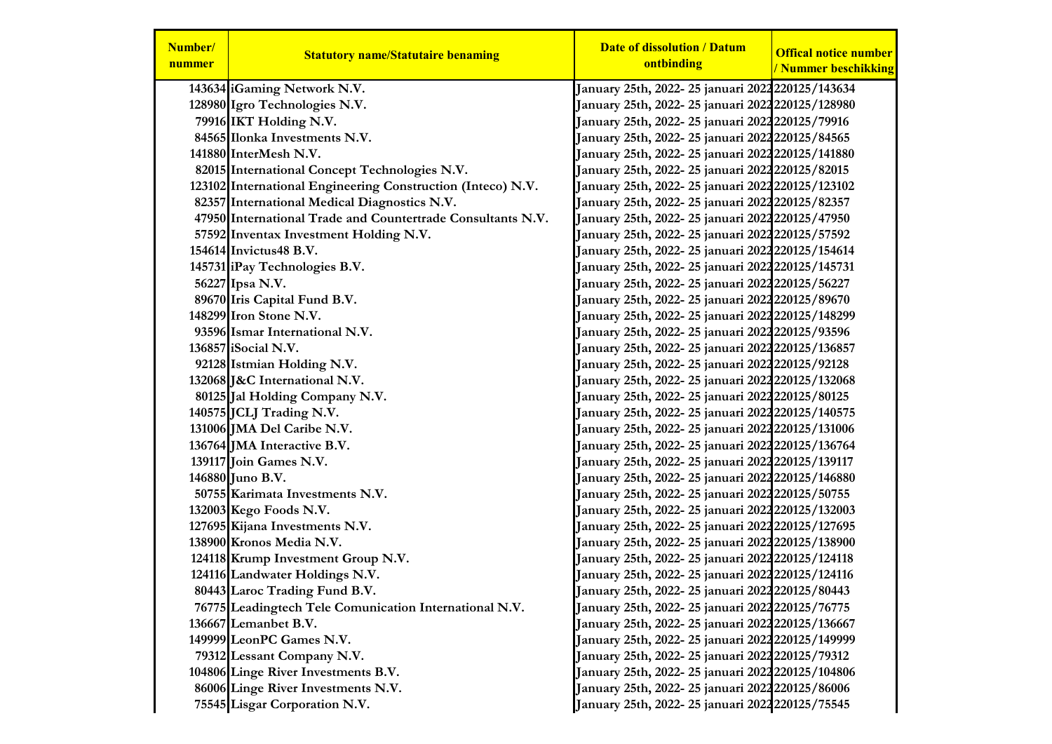| Number/ nummer | Statutory name/Statutaire benaming | Date of dissolution / Datum ontbinding | Offical notice number / Nummer beschikking |
|---|---|---|---|
| 143634 | iGaming Network N.V. | January 25th, 2022- 25 januari 2022 | 220125/143634 |
| 128980 | Igro Technologies N.V. | January 25th, 2022- 25 januari 2022 | 220125/128980 |
| 79916 | IKT Holding N.V. | January 25th, 2022- 25 januari 2022 | 220125/79916 |
| 84565 | Ilonka Investments N.V. | January 25th, 2022- 25 januari 2022 | 220125/84565 |
| 141880 | InterMesh N.V. | January 25th, 2022- 25 januari 2022 | 220125/141880 |
| 82015 | International Concept Technologies N.V. | January 25th, 2022- 25 januari 2022 | 220125/82015 |
| 123102 | International Engineering Construction (Inteco) N.V. | January 25th, 2022- 25 januari 2022 | 220125/123102 |
| 82357 | International Medical Diagnostics N.V. | January 25th, 2022- 25 januari 2022 | 220125/82357 |
| 47950 | International Trade and Countertrade Consultants N.V. | January 25th, 2022- 25 januari 2022 | 220125/47950 |
| 57592 | Inventax Investment Holding N.V. | January 25th, 2022- 25 januari 2022 | 220125/57592 |
| 154614 | Invictus48 B.V. | January 25th, 2022- 25 januari 2022 | 220125/154614 |
| 145731 | iPay Technologies B.V. | January 25th, 2022- 25 januari 2022 | 220125/145731 |
| 56227 | Ipsa N.V. | January 25th, 2022- 25 januari 2022 | 220125/56227 |
| 89670 | Iris Capital Fund B.V. | January 25th, 2022- 25 januari 2022 | 220125/89670 |
| 148299 | Iron Stone N.V. | January 25th, 2022- 25 januari 2022 | 220125/148299 |
| 93596 | Ismar International N.V. | January 25th, 2022- 25 januari 2022 | 220125/93596 |
| 136857 | iSocial N.V. | January 25th, 2022- 25 januari 2022 | 220125/136857 |
| 92128 | Istmian Holding N.V. | January 25th, 2022- 25 januari 2022 | 220125/92128 |
| 132068 | J&C International N.V. | January 25th, 2022- 25 januari 2022 | 220125/132068 |
| 80125 | Jal Holding Company N.V. | January 25th, 2022- 25 januari 2022 | 220125/80125 |
| 140575 | JCLJ Trading N.V. | January 25th, 2022- 25 januari 2022 | 220125/140575 |
| 131006 | JMA Del Caribe N.V. | January 25th, 2022- 25 januari 2022 | 220125/131006 |
| 136764 | JMA Interactive B.V. | January 25th, 2022- 25 januari 2022 | 220125/136764 |
| 139117 | Join Games N.V. | January 25th, 2022- 25 januari 2022 | 220125/139117 |
| 146880 | Juno B.V. | January 25th, 2022- 25 januari 2022 | 220125/146880 |
| 50755 | Karimata Investments N.V. | January 25th, 2022- 25 januari 2022 | 220125/50755 |
| 132003 | Kego Foods N.V. | January 25th, 2022- 25 januari 2022 | 220125/132003 |
| 127695 | Kijana Investments N.V. | January 25th, 2022- 25 januari 2022 | 220125/127695 |
| 138900 | Kronos Media N.V. | January 25th, 2022- 25 januari 2022 | 220125/138900 |
| 124118 | Krump Investment Group N.V. | January 25th, 2022- 25 januari 2022 | 220125/124118 |
| 124116 | Landwater Holdings N.V. | January 25th, 2022- 25 januari 2022 | 220125/124116 |
| 80443 | Laroc Trading Fund B.V. | January 25th, 2022- 25 januari 2022 | 220125/80443 |
| 76775 | Leadingtech Tele Comunication International N.V. | January 25th, 2022- 25 januari 2022 | 220125/76775 |
| 136667 | Lemanbet B.V. | January 25th, 2022- 25 januari 2022 | 220125/136667 |
| 149999 | LeonPC Games N.V. | January 25th, 2022- 25 januari 2022 | 220125/149999 |
| 79312 | Lessant Company N.V. | January 25th, 2022- 25 januari 2022 | 220125/79312 |
| 104806 | Linge River Investments B.V. | January 25th, 2022- 25 januari 2022 | 220125/104806 |
| 86006 | Linge River Investments N.V. | January 25th, 2022- 25 januari 2022 | 220125/86006 |
| 75545 | Lisgar Corporation N.V. | January 25th, 2022- 25 januari 2022 | 220125/75545 |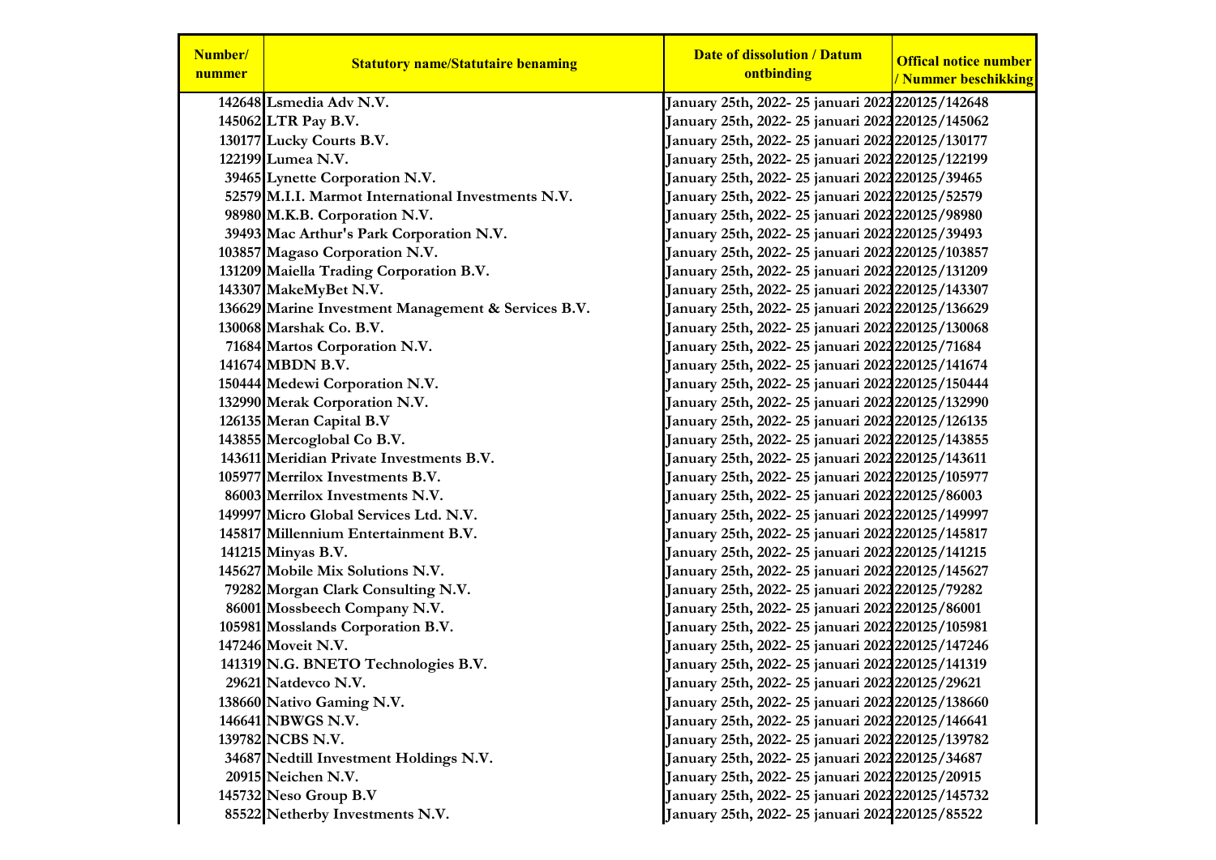| Number/ nummer | Statutory name/Statutaire benaming | Date of dissolution / Datum ontbinding | Offical notice number / Nummer beschikking |
|---|---|---|---|
| 142648 | Lsmedia Adv N.V. | January 25th, 2022- 25 januari 2022 | 220125/142648 |
| 145062 | LTR Pay B.V. | January 25th, 2022- 25 januari 2022 | 220125/145062 |
| 130177 | Lucky Courts B.V. | January 25th, 2022- 25 januari 2022 | 220125/130177 |
| 122199 | Lumea N.V. | January 25th, 2022- 25 januari 2022 | 220125/122199 |
| 39465 | Lynette Corporation N.V. | January 25th, 2022- 25 januari 2022 | 220125/39465 |
| 52579 | M.I.I. Marmot International Investments N.V. | January 25th, 2022- 25 januari 2022 | 220125/52579 |
| 98980 | M.K.B. Corporation N.V. | January 25th, 2022- 25 januari 2022 | 220125/98980 |
| 39493 | Mac Arthur's Park Corporation N.V. | January 25th, 2022- 25 januari 2022 | 220125/39493 |
| 103857 | Magaso Corporation N.V. | January 25th, 2022- 25 januari 2022 | 220125/103857 |
| 131209 | Maiella Trading Corporation B.V. | January 25th, 2022- 25 januari 2022 | 220125/131209 |
| 143307 | MakeMyBet N.V. | January 25th, 2022- 25 januari 2022 | 220125/143307 |
| 136629 | Marine Investment Management & Services B.V. | January 25th, 2022- 25 januari 2022 | 220125/136629 |
| 130068 | Marshak Co. B.V. | January 25th, 2022- 25 januari 2022 | 220125/130068 |
| 71684 | Martos Corporation N.V. | January 25th, 2022- 25 januari 2022 | 220125/71684 |
| 141674 | MBDN B.V. | January 25th, 2022- 25 januari 2022 | 220125/141674 |
| 150444 | Medewi Corporation N.V. | January 25th, 2022- 25 januari 2022 | 220125/150444 |
| 132990 | Merak Corporation N.V. | January 25th, 2022- 25 januari 2022 | 220125/132990 |
| 126135 | Meran Capital B.V | January 25th, 2022- 25 januari 2022 | 220125/126135 |
| 143855 | Mercoglobal Co B.V. | January 25th, 2022- 25 januari 2022 | 220125/143855 |
| 143611 | Meridian Private Investments B.V. | January 25th, 2022- 25 januari 2022 | 220125/143611 |
| 105977 | Merrilox Investments B.V. | January 25th, 2022- 25 januari 2022 | 220125/105977 |
| 86003 | Merrilox Investments N.V. | January 25th, 2022- 25 januari 2022 | 220125/86003 |
| 149997 | Micro Global Services Ltd. N.V. | January 25th, 2022- 25 januari 2022 | 220125/149997 |
| 145817 | Millennium Entertainment B.V. | January 25th, 2022- 25 januari 2022 | 220125/145817 |
| 141215 | Minyas B.V. | January 25th, 2022- 25 januari 2022 | 220125/141215 |
| 145627 | Mobile Mix Solutions N.V. | January 25th, 2022- 25 januari 2022 | 220125/145627 |
| 79282 | Morgan Clark Consulting N.V. | January 25th, 2022- 25 januari 2022 | 220125/79282 |
| 86001 | Mossbeech Company N.V. | January 25th, 2022- 25 januari 2022 | 220125/86001 |
| 105981 | Mosslands Corporation B.V. | January 25th, 2022- 25 januari 2022 | 220125/105981 |
| 147246 | Moveit N.V. | January 25th, 2022- 25 januari 2022 | 220125/147246 |
| 141319 | N.G. BNETO Technologies B.V. | January 25th, 2022- 25 januari 2022 | 220125/141319 |
| 29621 | Natdevco N.V. | January 25th, 2022- 25 januari 2022 | 220125/29621 |
| 138660 | Nativo Gaming N.V. | January 25th, 2022- 25 januari 2022 | 220125/138660 |
| 146641 | NBWGS N.V. | January 25th, 2022- 25 januari 2022 | 220125/146641 |
| 139782 | NCBS N.V. | January 25th, 2022- 25 januari 2022 | 220125/139782 |
| 34687 | Nedtill Investment Holdings N.V. | January 25th, 2022- 25 januari 2022 | 220125/34687 |
| 20915 | Neichen N.V. | January 25th, 2022- 25 januari 2022 | 220125/20915 |
| 145732 | Neso Group B.V | January 25th, 2022- 25 januari 2022 | 220125/145732 |
| 85522 | Netherby Investments N.V. | January 25th, 2022- 25 januari 2022 | 220125/85522 |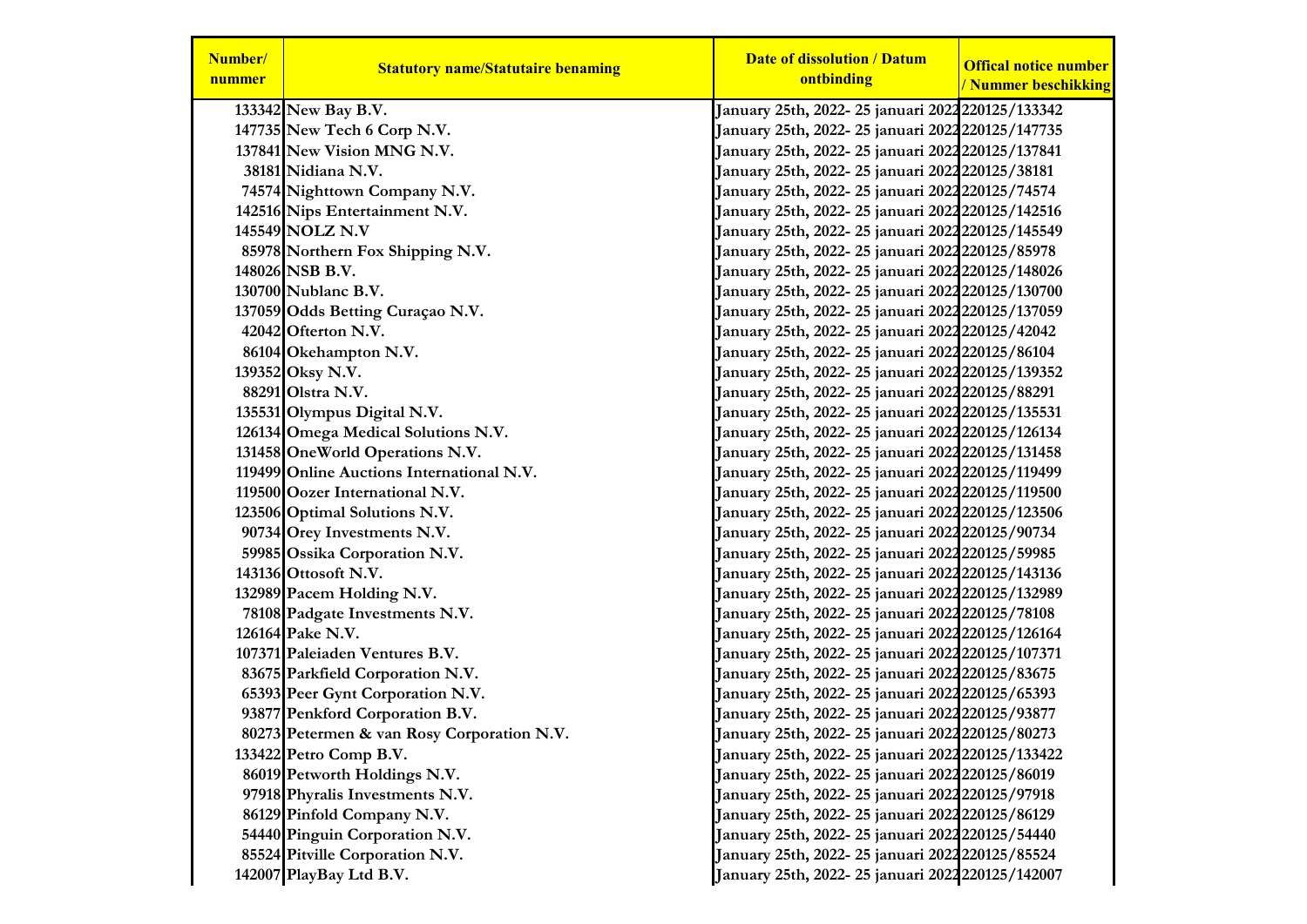| Number/ nummer | Statutory name/Statutaire benaming | Date of dissolution / Datum ontbinding | Offical notice number / Nummer beschikking |
|---|---|---|---|
| 133342 | New Bay B.V. | January 25th, 2022- 25 januari 2022 | 220125/133342 |
| 147735 | New Tech 6 Corp N.V. | January 25th, 2022- 25 januari 2022 | 220125/147735 |
| 137841 | New Vision MNG N.V. | January 25th, 2022- 25 januari 2022 | 220125/137841 |
| 38181 | Nidiana N.V. | January 25th, 2022- 25 januari 2022 | 220125/38181 |
| 74574 | Nighttown Company N.V. | January 25th, 2022- 25 januari 2022 | 220125/74574 |
| 142516 | Nips Entertainment N.V. | January 25th, 2022- 25 januari 2022 | 220125/142516 |
| 145549 | NOLZ N.V | January 25th, 2022- 25 januari 2022 | 220125/145549 |
| 85978 | Northern Fox Shipping N.V. | January 25th, 2022- 25 januari 2022 | 220125/85978 |
| 148026 | NSB B.V. | January 25th, 2022- 25 januari 2022 | 220125/148026 |
| 130700 | Nublanc B.V. | January 25th, 2022- 25 januari 2022 | 220125/130700 |
| 137059 | Odds Betting Curaçao N.V. | January 25th, 2022- 25 januari 2022 | 220125/137059 |
| 42042 | Ofterton N.V. | January 25th, 2022- 25 januari 2022 | 220125/42042 |
| 86104 | Okehampton N.V. | January 25th, 2022- 25 januari 2022 | 220125/86104 |
| 139352 | Oksy N.V. | January 25th, 2022- 25 januari 2022 | 220125/139352 |
| 88291 | Olstra N.V. | January 25th, 2022- 25 januari 2022 | 220125/88291 |
| 135531 | Olympus Digital N.V. | January 25th, 2022- 25 januari 2022 | 220125/135531 |
| 126134 | Omega Medical Solutions N.V. | January 25th, 2022- 25 januari 2022 | 220125/126134 |
| 131458 | OneWorld Operations N.V. | January 25th, 2022- 25 januari 2022 | 220125/131458 |
| 119499 | Online Auctions International N.V. | January 25th, 2022- 25 januari 2022 | 220125/119499 |
| 119500 | Oozer International N.V. | January 25th, 2022- 25 januari 2022 | 220125/119500 |
| 123506 | Optimal Solutions N.V. | January 25th, 2022- 25 januari 2022 | 220125/123506 |
| 90734 | Orey Investments N.V. | January 25th, 2022- 25 januari 2022 | 220125/90734 |
| 59985 | Ossika Corporation N.V. | January 25th, 2022- 25 januari 2022 | 220125/59985 |
| 143136 | Ottosoft N.V. | January 25th, 2022- 25 januari 2022 | 220125/143136 |
| 132989 | Pacem Holding N.V. | January 25th, 2022- 25 januari 2022 | 220125/132989 |
| 78108 | Padgate Investments N.V. | January 25th, 2022- 25 januari 2022 | 220125/78108 |
| 126164 | Pake N.V. | January 25th, 2022- 25 januari 2022 | 220125/126164 |
| 107371 | Paleiaden Ventures B.V. | January 25th, 2022- 25 januari 2022 | 220125/107371 |
| 83675 | Parkfield Corporation N.V. | January 25th, 2022- 25 januari 2022 | 220125/83675 |
| 65393 | Peer Gynt Corporation N.V. | January 25th, 2022- 25 januari 2022 | 220125/65393 |
| 93877 | Penkford Corporation B.V. | January 25th, 2022- 25 januari 2022 | 220125/93877 |
| 80273 | Petermen & van Rosy Corporation N.V. | January 25th, 2022- 25 januari 2022 | 220125/80273 |
| 133422 | Petro Comp B.V. | January 25th, 2022- 25 januari 2022 | 220125/133422 |
| 86019 | Petworth Holdings N.V. | January 25th, 2022- 25 januari 2022 | 220125/86019 |
| 97918 | Phyralis Investments N.V. | January 25th, 2022- 25 januari 2022 | 220125/97918 |
| 86129 | Pinfold Company N.V. | January 25th, 2022- 25 januari 2022 | 220125/86129 |
| 54440 | Pinguin Corporation N.V. | January 25th, 2022- 25 januari 2022 | 220125/54440 |
| 85524 | Pitville Corporation N.V. | January 25th, 2022- 25 januari 2022 | 220125/85524 |
| 142007 | PlayBay Ltd B.V. | January 25th, 2022- 25 januari 2022 | 220125/142007 |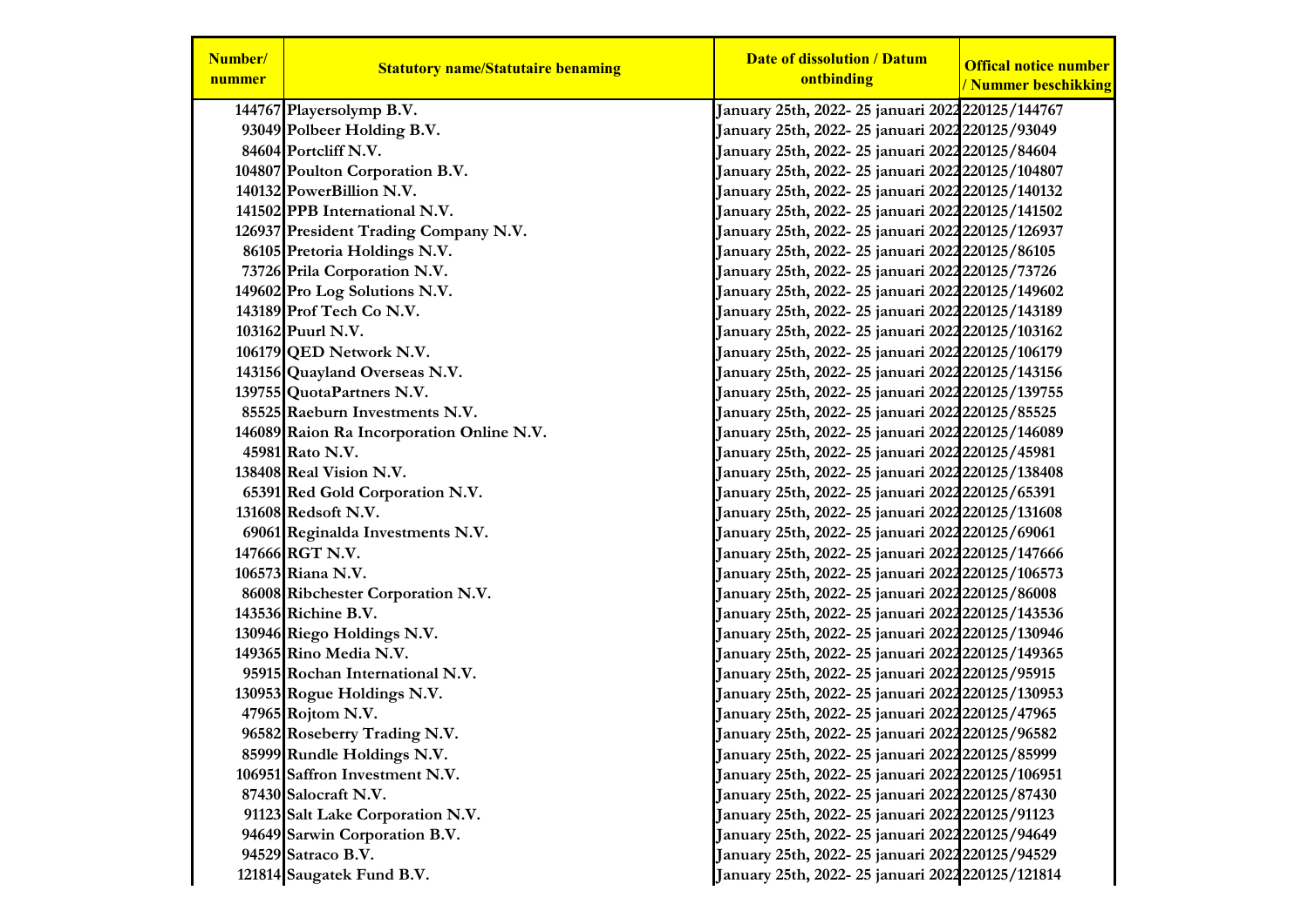| Number/ nummer | Statutory name/Statutaire benaming | Date of dissolution / Datum ontbinding | Offical notice number / Nummer beschikking |
|---|---|---|---|
| 144767 | Playersolymp B.V. | January 25th, 2022- 25 januari 2022 | 220125/144767 |
| 93049 | Polbeer Holding B.V. | January 25th, 2022- 25 januari 2022 | 220125/93049 |
| 84604 | Portcliff N.V. | January 25th, 2022- 25 januari 2022 | 220125/84604 |
| 104807 | Poulton Corporation B.V. | January 25th, 2022- 25 januari 2022 | 220125/104807 |
| 140132 | PowerBillion N.V. | January 25th, 2022- 25 januari 2022 | 220125/140132 |
| 141502 | PPB International N.V. | January 25th, 2022- 25 januari 2022 | 220125/141502 |
| 126937 | President Trading Company N.V. | January 25th, 2022- 25 januari 2022 | 220125/126937 |
| 86105 | Pretoria Holdings N.V. | January 25th, 2022- 25 januari 2022 | 220125/86105 |
| 73726 | Prila Corporation N.V. | January 25th, 2022- 25 januari 2022 | 220125/73726 |
| 149602 | Pro Log Solutions N.V. | January 25th, 2022- 25 januari 2022 | 220125/149602 |
| 143189 | Prof Tech Co N.V. | January 25th, 2022- 25 januari 2022 | 220125/143189 |
| 103162 | Puurl N.V. | January 25th, 2022- 25 januari 2022 | 220125/103162 |
| 106179 | QED Network N.V. | January 25th, 2022- 25 januari 2022 | 220125/106179 |
| 143156 | Quayland Overseas N.V. | January 25th, 2022- 25 januari 2022 | 220125/143156 |
| 139755 | QuotaPartners N.V. | January 25th, 2022- 25 januari 2022 | 220125/139755 |
| 85525 | Raeburn Investments N.V. | January 25th, 2022- 25 januari 2022 | 220125/85525 |
| 146089 | Raion Ra Incorporation Online N.V. | January 25th, 2022- 25 januari 2022 | 220125/146089 |
| 45981 | Rato N.V. | January 25th, 2022- 25 januari 2022 | 220125/45981 |
| 138408 | Real Vision N.V. | January 25th, 2022- 25 januari 2022 | 220125/138408 |
| 65391 | Red Gold Corporation N.V. | January 25th, 2022- 25 januari 2022 | 220125/65391 |
| 131608 | Redsoft N.V. | January 25th, 2022- 25 januari 2022 | 220125/131608 |
| 69061 | Reginalda Investments N.V. | January 25th, 2022- 25 januari 2022 | 220125/69061 |
| 147666 | RGT N.V. | January 25th, 2022- 25 januari 2022 | 220125/147666 |
| 106573 | Riana N.V. | January 25th, 2022- 25 januari 2022 | 220125/106573 |
| 86008 | Ribchester Corporation N.V. | January 25th, 2022- 25 januari 2022 | 220125/86008 |
| 143536 | Richine B.V. | January 25th, 2022- 25 januari 2022 | 220125/143536 |
| 130946 | Riego Holdings N.V. | January 25th, 2022- 25 januari 2022 | 220125/130946 |
| 149365 | Rino Media N.V. | January 25th, 2022- 25 januari 2022 | 220125/149365 |
| 95915 | Rochan International N.V. | January 25th, 2022- 25 januari 2022 | 220125/95915 |
| 130953 | Rogue Holdings N.V. | January 25th, 2022- 25 januari 2022 | 220125/130953 |
| 47965 | Rojtom N.V. | January 25th, 2022- 25 januari 2022 | 220125/47965 |
| 96582 | Roseberry Trading N.V. | January 25th, 2022- 25 januari 2022 | 220125/96582 |
| 85999 | Rundle Holdings N.V. | January 25th, 2022- 25 januari 2022 | 220125/85999 |
| 106951 | Saffron Investment N.V. | January 25th, 2022- 25 januari 2022 | 220125/106951 |
| 87430 | Salocraft N.V. | January 25th, 2022- 25 januari 2022 | 220125/87430 |
| 91123 | Salt Lake Corporation N.V. | January 25th, 2022- 25 januari 2022 | 220125/91123 |
| 94649 | Sarwin Corporation B.V. | January 25th, 2022- 25 januari 2022 | 220125/94649 |
| 94529 | Satraco B.V. | January 25th, 2022- 25 januari 2022 | 220125/94529 |
| 121814 | Saugatek Fund B.V. | January 25th, 2022- 25 januari 2022 | 220125/121814 |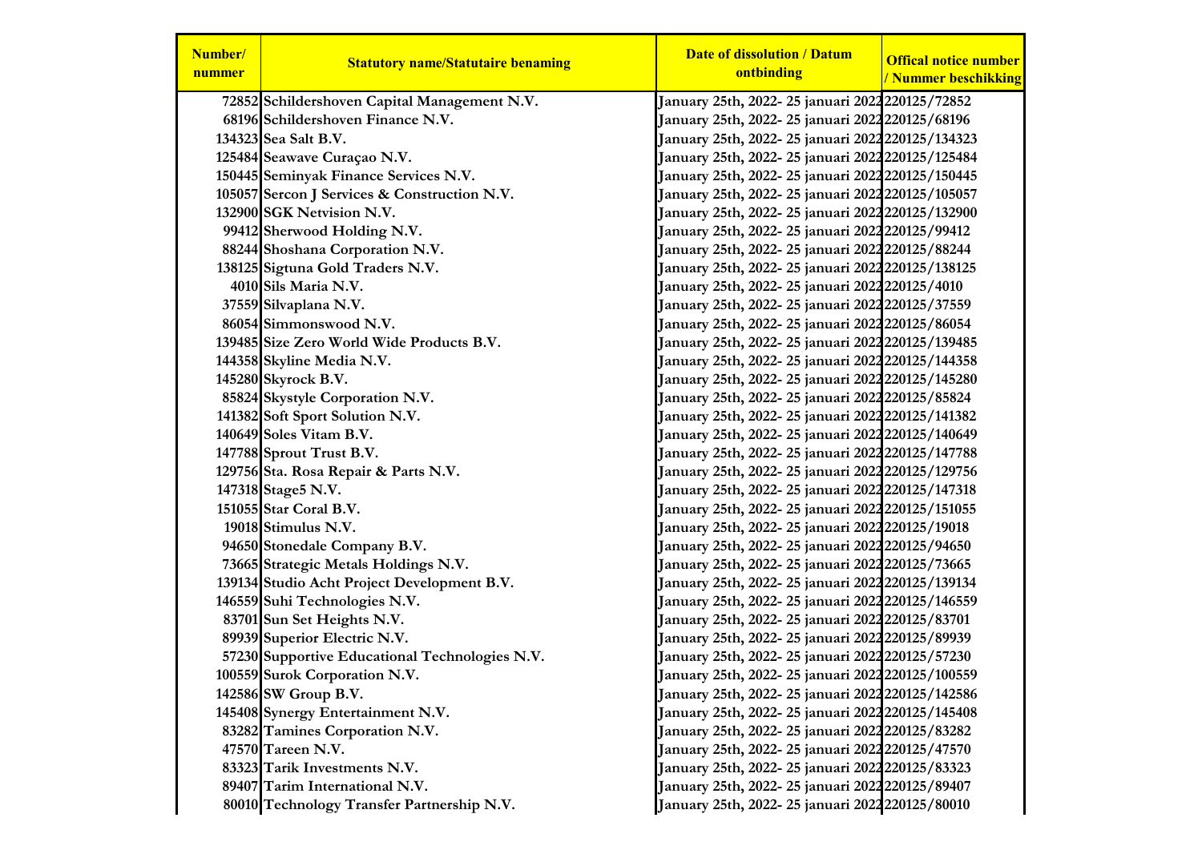| Number/ nummer | Statutory name/Statutaire benaming | Date of dissolution / Datum ontbinding | Offical notice number / Nummer beschikking |
|---|---|---|---|
| 72852 | Schildershoven Capital Management N.V. | January 25th, 2022- 25 januari 2022 | 220125/72852 |
| 68196 | Schildershoven Finance N.V. | January 25th, 2022- 25 januari 2022 | 220125/68196 |
| 134323 | Sea Salt B.V. | January 25th, 2022- 25 januari 2022 | 220125/134323 |
| 125484 | Seawave Curaçao N.V. | January 25th, 2022- 25 januari 2022 | 220125/125484 |
| 150445 | Seminyak Finance Services N.V. | January 25th, 2022- 25 januari 2022 | 220125/150445 |
| 105057 | Sercon J Services & Construction N.V. | January 25th, 2022- 25 januari 2022 | 220125/105057 |
| 132900 | SGK Netvision N.V. | January 25th, 2022- 25 januari 2022 | 220125/132900 |
| 99412 | Sherwood Holding N.V. | January 25th, 2022- 25 januari 2022 | 220125/99412 |
| 88244 | Shoshana Corporation N.V. | January 25th, 2022- 25 januari 2022 | 220125/88244 |
| 138125 | Sigtuna Gold Traders N.V. | January 25th, 2022- 25 januari 2022 | 220125/138125 |
| 4010 | Sils Maria N.V. | January 25th, 2022- 25 januari 2022 | 220125/4010 |
| 37559 | Silvaplana N.V. | January 25th, 2022- 25 januari 2022 | 220125/37559 |
| 86054 | Simmonswood N.V. | January 25th, 2022- 25 januari 2022 | 220125/86054 |
| 139485 | Size Zero World Wide Products B.V. | January 25th, 2022- 25 januari 2022 | 220125/139485 |
| 144358 | Skyline Media N.V. | January 25th, 2022- 25 januari 2022 | 220125/144358 |
| 145280 | Skyrock B.V. | January 25th, 2022- 25 januari 2022 | 220125/145280 |
| 85824 | Skystyle Corporation N.V. | January 25th, 2022- 25 januari 2022 | 220125/85824 |
| 141382 | Soft Sport Solution N.V. | January 25th, 2022- 25 januari 2022 | 220125/141382 |
| 140649 | Soles Vitam B.V. | January 25th, 2022- 25 januari 2022 | 220125/140649 |
| 147788 | Sprout Trust B.V. | January 25th, 2022- 25 januari 2022 | 220125/147788 |
| 129756 | Sta. Rosa Repair & Parts N.V. | January 25th, 2022- 25 januari 2022 | 220125/129756 |
| 147318 | Stage5 N.V. | January 25th, 2022- 25 januari 2022 | 220125/147318 |
| 151055 | Star Coral B.V. | January 25th, 2022- 25 januari 2022 | 220125/151055 |
| 19018 | Stimulus N.V. | January 25th, 2022- 25 januari 2022 | 220125/19018 |
| 94650 | Stonedale Company B.V. | January 25th, 2022- 25 januari 2022 | 220125/94650 |
| 73665 | Strategic Metals Holdings N.V. | January 25th, 2022- 25 januari 2022 | 220125/73665 |
| 139134 | Studio Acht Project Development B.V. | January 25th, 2022- 25 januari 2022 | 220125/139134 |
| 146559 | Suhi Technologies N.V. | January 25th, 2022- 25 januari 2022 | 220125/146559 |
| 83701 | Sun Set Heights N.V. | January 25th, 2022- 25 januari 2022 | 220125/83701 |
| 89939 | Superior Electric N.V. | January 25th, 2022- 25 januari 2022 | 220125/89939 |
| 57230 | Supportive Educational Technologies N.V. | January 25th, 2022- 25 januari 2022 | 220125/57230 |
| 100559 | Surok Corporation N.V. | January 25th, 2022- 25 januari 2022 | 220125/100559 |
| 142586 | SW Group B.V. | January 25th, 2022- 25 januari 2022 | 220125/142586 |
| 145408 | Synergy Entertainment N.V. | January 25th, 2022- 25 januari 2022 | 220125/145408 |
| 83282 | Tamines Corporation N.V. | January 25th, 2022- 25 januari 2022 | 220125/83282 |
| 47570 | Tareen N.V. | January 25th, 2022- 25 januari 2022 | 220125/47570 |
| 83323 | Tarik Investments N.V. | January 25th, 2022- 25 januari 2022 | 220125/83323 |
| 89407 | Tarim International N.V. | January 25th, 2022- 25 januari 2022 | 220125/89407 |
| 80010 | Technology Transfer Partnership N.V. | January 25th, 2022- 25 januari 2022 | 220125/80010 |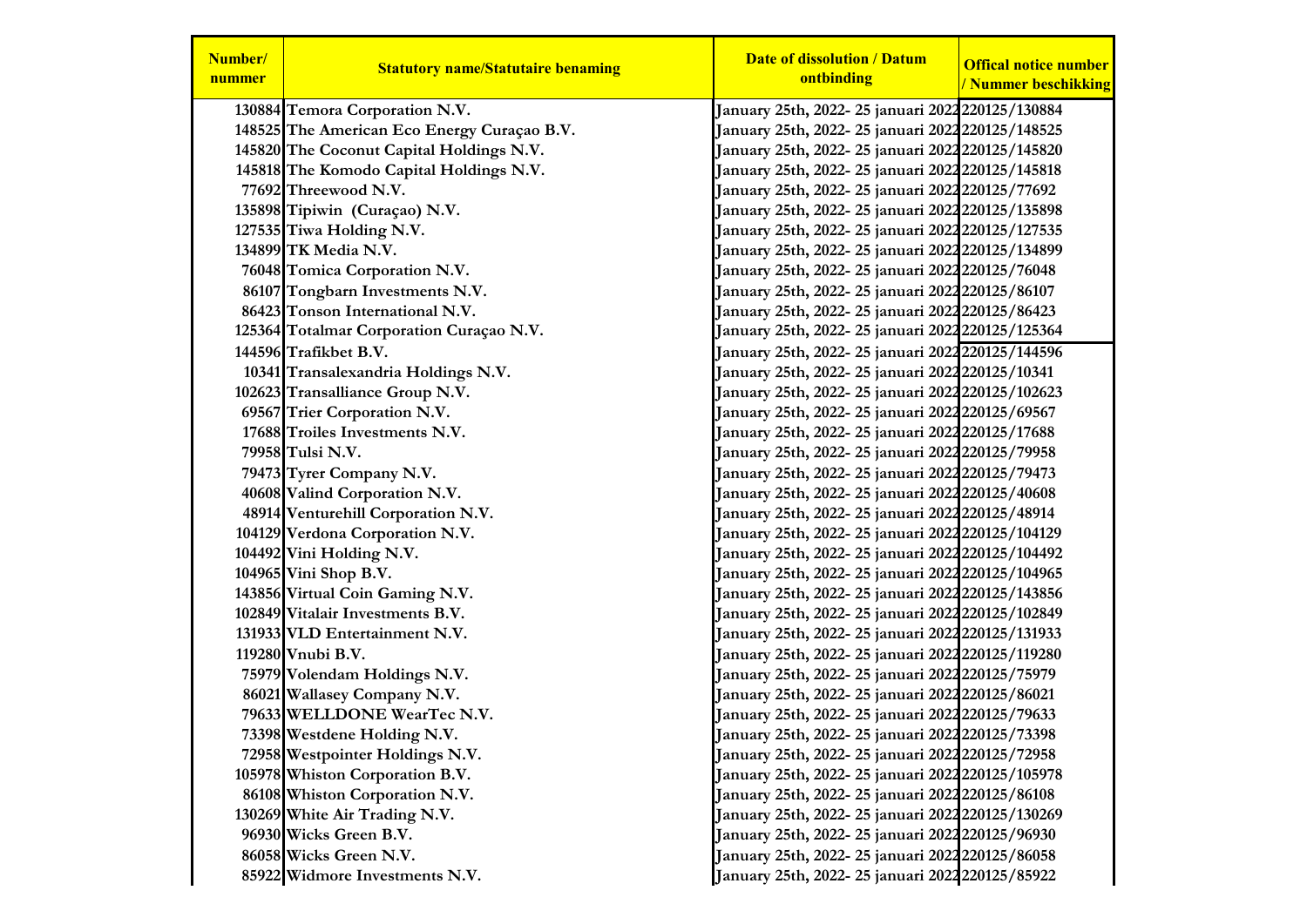| Number/ nummer | Statutory name/Statutaire benaming | Date of dissolution / Datum ontbinding | Offical notice number / Nummer beschikking |
|---|---|---|---|
| 130884 | Temora Corporation N.V. | January 25th, 2022- 25 januari 2022 | 220125/130884 |
| 148525 | The American Eco Energy Curaçao B.V. | January 25th, 2022- 25 januari 2022 | 220125/148525 |
| 145820 | The Coconut Capital Holdings N.V. | January 25th, 2022- 25 januari 2022 | 220125/145820 |
| 145818 | The Komodo Capital Holdings N.V. | January 25th, 2022- 25 januari 2022 | 220125/145818 |
| 77692 | Threewood N.V. | January 25th, 2022- 25 januari 2022 | 220125/77692 |
| 135898 | Tipiwin (Curaçao) N.V. | January 25th, 2022- 25 januari 2022 | 220125/135898 |
| 127535 | Tiwa Holding N.V. | January 25th, 2022- 25 januari 2022 | 220125/127535 |
| 134899 | TK Media N.V. | January 25th, 2022- 25 januari 2022 | 220125/134899 |
| 76048 | Tomica Corporation N.V. | January 25th, 2022- 25 januari 2022 | 220125/76048 |
| 86107 | Tongbarn Investments N.V. | January 25th, 2022- 25 januari 2022 | 220125/86107 |
| 86423 | Tonson International N.V. | January 25th, 2022- 25 januari 2022 | 220125/86423 |
| 125364 | Totalmar Corporation Curaçao N.V. | January 25th, 2022- 25 januari 2022 | 220125/125364 |
| 144596 | Trafikbet B.V. | January 25th, 2022- 25 januari 2022 | 220125/144596 |
| 10341 | Transalexandria Holdings N.V. | January 25th, 2022- 25 januari 2022 | 220125/10341 |
| 102623 | Transalliance Group N.V. | January 25th, 2022- 25 januari 2022 | 220125/102623 |
| 69567 | Trier Corporation N.V. | January 25th, 2022- 25 januari 2022 | 220125/69567 |
| 17688 | Troiles Investments N.V. | January 25th, 2022- 25 januari 2022 | 220125/17688 |
| 79958 | Tulsi N.V. | January 25th, 2022- 25 januari 2022 | 220125/79958 |
| 79473 | Tyrer Company N.V. | January 25th, 2022- 25 januari 2022 | 220125/79473 |
| 40608 | Valind Corporation N.V. | January 25th, 2022- 25 januari 2022 | 220125/40608 |
| 48914 | Venturehill Corporation N.V. | January 25th, 2022- 25 januari 2022 | 220125/48914 |
| 104129 | Verdona Corporation N.V. | January 25th, 2022- 25 januari 2022 | 220125/104129 |
| 104492 | Vini Holding N.V. | January 25th, 2022- 25 januari 2022 | 220125/104492 |
| 104965 | Vini Shop B.V. | January 25th, 2022- 25 januari 2022 | 220125/104965 |
| 143856 | Virtual Coin Gaming N.V. | January 25th, 2022- 25 januari 2022 | 220125/143856 |
| 102849 | Vitalair Investments B.V. | January 25th, 2022- 25 januari 2022 | 220125/102849 |
| 131933 | VLD Entertainment N.V. | January 25th, 2022- 25 januari 2022 | 220125/131933 |
| 119280 | Vnubi B.V. | January 25th, 2022- 25 januari 2022 | 220125/119280 |
| 75979 | Volendam Holdings N.V. | January 25th, 2022- 25 januari 2022 | 220125/75979 |
| 86021 | Wallasey Company N.V. | January 25th, 2022- 25 januari 2022 | 220125/86021 |
| 79633 | WELLDONE WearTec N.V. | January 25th, 2022- 25 januari 2022 | 220125/79633 |
| 73398 | Westdene Holding N.V. | January 25th, 2022- 25 januari 2022 | 220125/73398 |
| 72958 | Westpointer Holdings N.V. | January 25th, 2022- 25 januari 2022 | 220125/72958 |
| 105978 | Whiston Corporation B.V. | January 25th, 2022- 25 januari 2022 | 220125/105978 |
| 86108 | Whiston Corporation N.V. | January 25th, 2022- 25 januari 2022 | 220125/86108 |
| 130269 | White Air Trading N.V. | January 25th, 2022- 25 januari 2022 | 220125/130269 |
| 96930 | Wicks Green B.V. | January 25th, 2022- 25 januari 2022 | 220125/96930 |
| 86058 | Wicks Green N.V. | January 25th, 2022- 25 januari 2022 | 220125/86058 |
| 85922 | Widmore Investments N.V. | January 25th, 2022- 25 januari 2022 | 220125/85922 |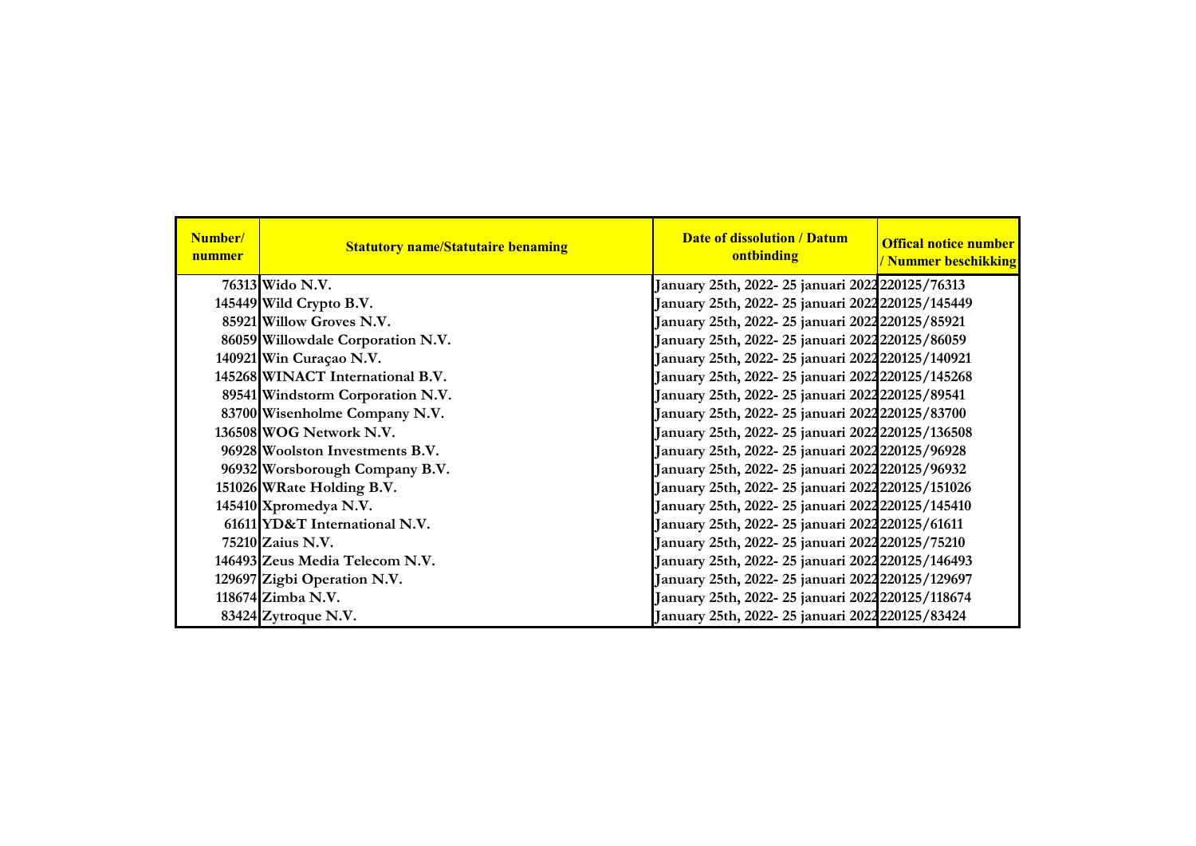| Number/ nummer | Statutory name/Statutaire benaming | Date of dissolution / Datum ontbinding | Offical notice number / Nummer beschikking |
|---|---|---|---|
| 76313 | Wido N.V. | January 25th, 2022- 25 januari 2022 | 220125/76313 |
| 145449 | Wild Crypto B.V. | January 25th, 2022- 25 januari 2022 | 220125/145449 |
| 85921 | Willow Groves N.V. | January 25th, 2022- 25 januari 2022 | 220125/85921 |
| 86059 | Willowdale Corporation N.V. | January 25th, 2022- 25 januari 2022 | 220125/86059 |
| 140921 | Win Curaçao N.V. | January 25th, 2022- 25 januari 2022 | 220125/140921 |
| 145268 | WINACT International B.V. | January 25th, 2022- 25 januari 2022 | 220125/145268 |
| 89541 | Windstorm Corporation N.V. | January 25th, 2022- 25 januari 2022 | 220125/89541 |
| 83700 | Wisenholme Company N.V. | January 25th, 2022- 25 januari 2022 | 220125/83700 |
| 136508 | WOG Network N.V. | January 25th, 2022- 25 januari 2022 | 220125/136508 |
| 96928 | Woolston Investments B.V. | January 25th, 2022- 25 januari 2022 | 220125/96928 |
| 96932 | Worsborough Company B.V. | January 25th, 2022- 25 januari 2022 | 220125/96932 |
| 151026 | WRate Holding B.V. | January 25th, 2022- 25 januari 2022 | 220125/151026 |
| 145410 | Xpromedya N.V. | January 25th, 2022- 25 januari 2022 | 220125/145410 |
| 61611 | YD&T International N.V. | January 25th, 2022- 25 januari 2022 | 220125/61611 |
| 75210 | Zaius N.V. | January 25th, 2022- 25 januari 2022 | 220125/75210 |
| 146493 | Zeus Media Telecom N.V. | January 25th, 2022- 25 januari 2022 | 220125/146493 |
| 129697 | Zigbi Operation N.V. | January 25th, 2022- 25 januari 2022 | 220125/129697 |
| 118674 | Zimba N.V. | January 25th, 2022- 25 januari 2022 | 220125/118674 |
| 83424 | Zytroque N.V. | January 25th, 2022- 25 januari 2022 | 220125/83424 |